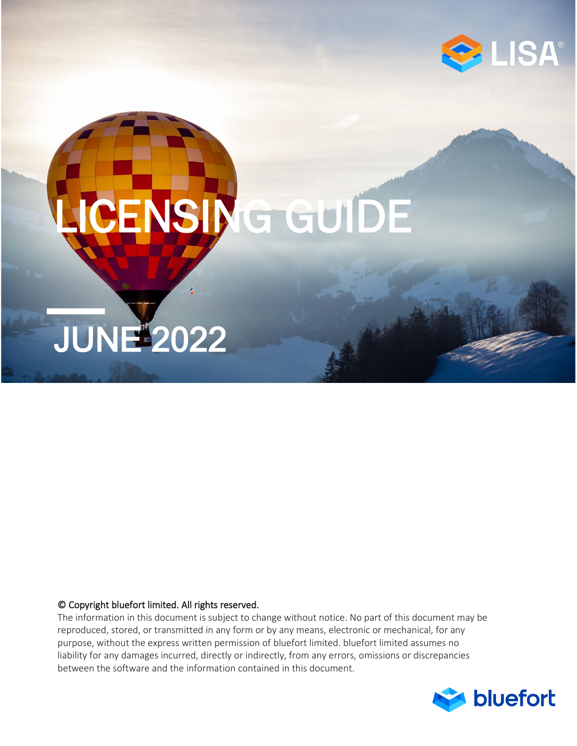LISA®

# LICENSING GUIDE

## JUNE 2022

**© Copyright bluefort limited. All rights reserved.**

The information in this document is subject to change without notice. No part of this document may be reproduced, stored, or transmitted in any form or by any means, electronic or mechanical, for any purpose, without the express written permission of bluefort limited. bluefort limited assumes no liability for any damages incurred, directly or indirectly, from any errors, omissions or discrepancies between the software and the information contained in this document.

bluefort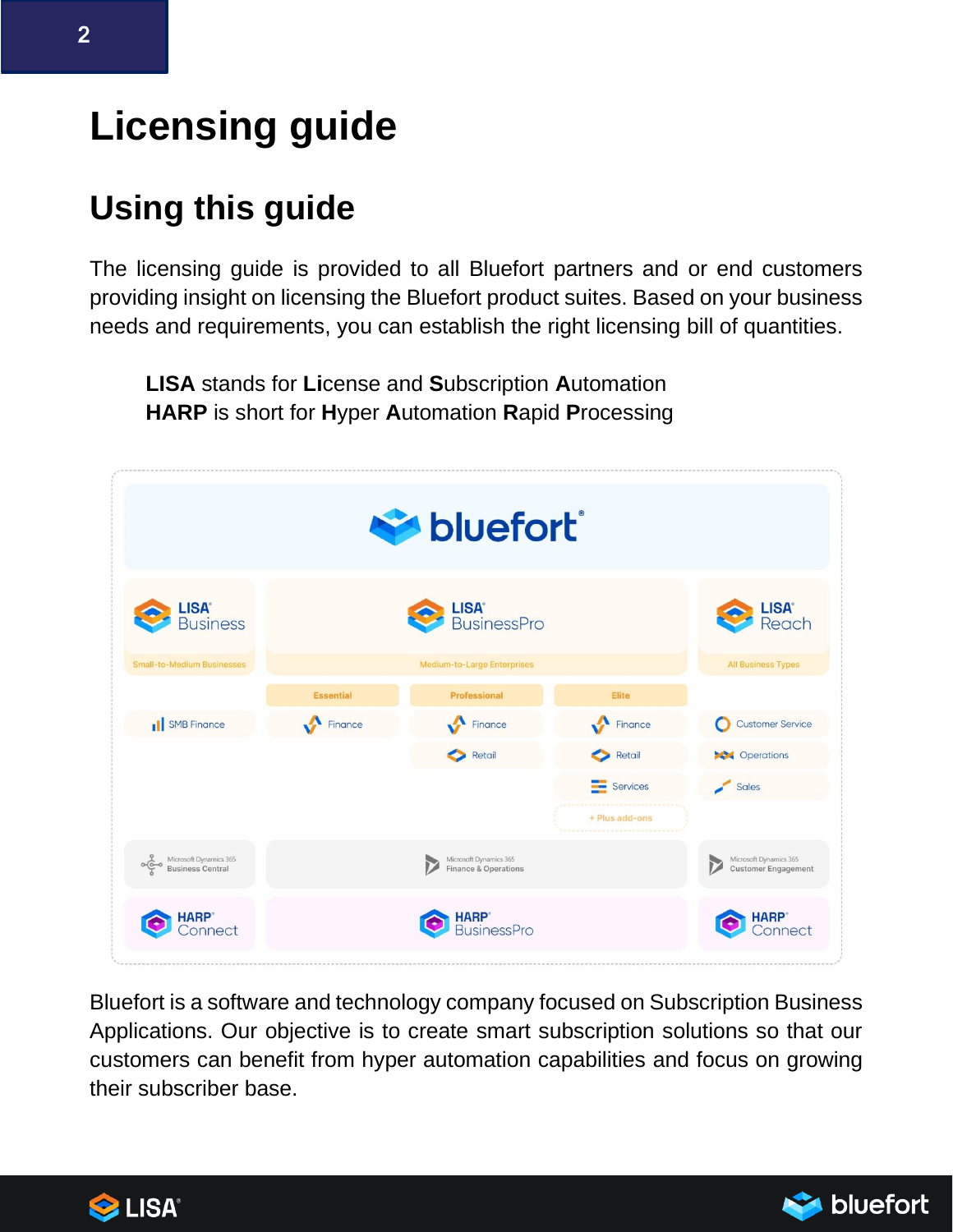# Licensing guide

## Using this guide

The licensing guide is provided to all Bluefort partners and or end customers providing insight on licensing the Bluefort product suites. Based on your business needs and requirements, you can establish the right licensing bill of quantities.

> **LISA** stands for **Li**cense and **S**ubscription **A**utomation
> **HARP** is short for **H**yper **A**utomation **R**apid **P**rocessing

**bluefort®**

| LISA® Business | LISA® BusinessPro | | | LISA® Reach |
|---|---|---|---|---|
| Small-to-Medium Businesses | Medium-to-Large Enterprises | | | All Business Types |
| | Essential | Professional | Elite | |
| SMB Finance | Finance | Finance | Finance | Customer Service |
| | | Retail | Retail | Operations |
| | | | Services | Sales |
| | | | + Plus add-ons | |
| Microsoft Dynamics 365 Business Central | Microsoft Dynamics 365 Finance & Operations | | | Microsoft Dynamics 365 Customer Engagement |
| HARP® Connect | HARP® BusinessPro | | | HARP® Connect |

Bluefort is a software and technology company focused on Subscription Business Applications. Our objective is to create smart subscription solutions so that our customers can benefit from hyper automation capabilities and focus on growing their subscriber base.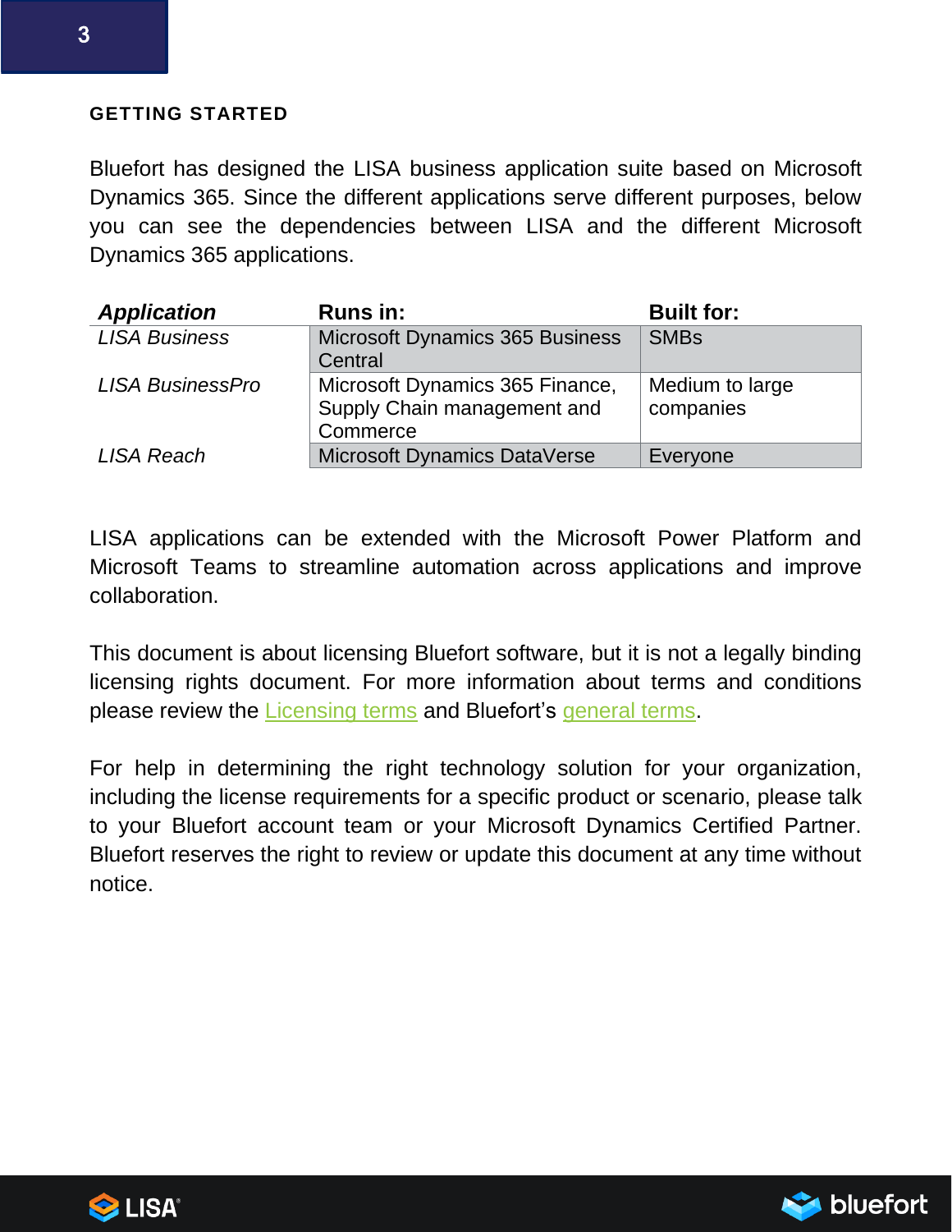## GETTING STARTED

Bluefort has designed the LISA business application suite based on Microsoft Dynamics 365. Since the different applications serve different purposes, below you can see the dependencies between LISA and the different Microsoft Dynamics 365 applications.

| ***Application*** | **Runs in:** | **Built for:** |
|---|---|---|
| *LISA Business* | Microsoft Dynamics 365 Business Central | SMBs |
| *LISA BusinessPro* | Microsoft Dynamics 365 Finance, Supply Chain management and Commerce | Medium to large companies |
| *LISA Reach* | Microsoft Dynamics DataVerse | Everyone |

LISA applications can be extended with the Microsoft Power Platform and Microsoft Teams to streamline automation across applications and improve collaboration.

This document is about licensing Bluefort software, but it is not a legally binding licensing rights document. For more information about terms and conditions please review the Licensing terms and Bluefort's general terms.

For help in determining the right technology solution for your organization, including the license requirements for a specific product or scenario, please talk to your Bluefort account team or your Microsoft Dynamics Certified Partner. Bluefort reserves the right to review or update this document at any time without notice.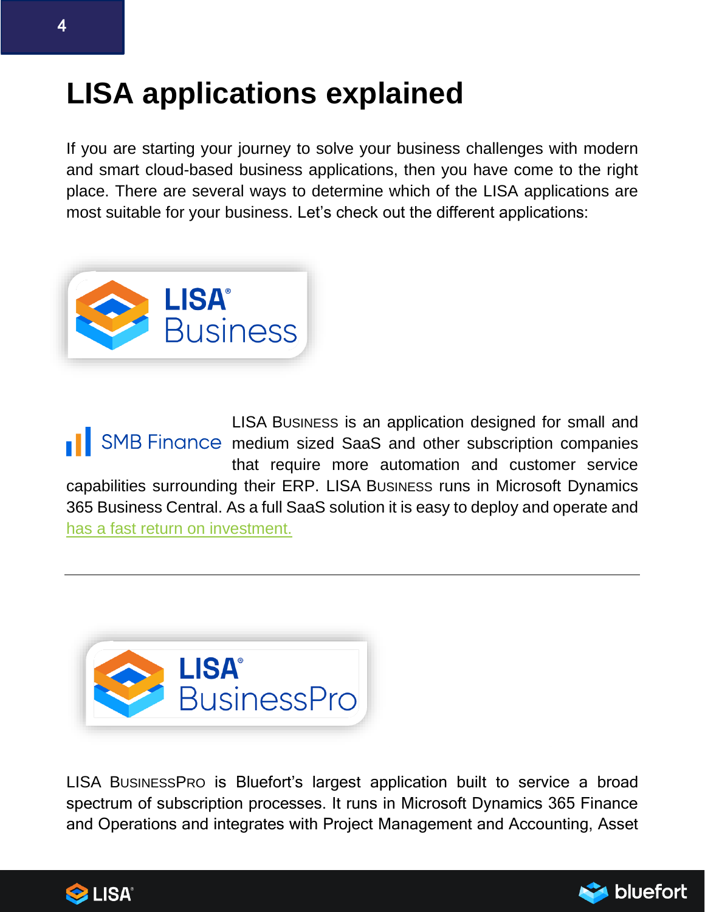# LISA applications explained

If you are starting your journey to solve your business challenges with modern and smart cloud-based business applications, then you have come to the right place. There are several ways to determine which of the LISA applications are most suitable for your business. Let's check out the different applications:

LISA® Business

SMB Finance

LISA BUSINESS is an application designed for small and medium sized SaaS and other subscription companies that require more automation and customer service capabilities surrounding their ERP. LISA BUSINESS runs in Microsoft Dynamics 365 Business Central. As a full SaaS solution it is easy to deploy and operate and has a fast return on investment.

---

LISA® BusinessPro

LISA BUSINESSPRO is Bluefort's largest application built to service a broad spectrum of subscription processes. It runs in Microsoft Dynamics 365 Finance and Operations and integrates with Project Management and Accounting, Asset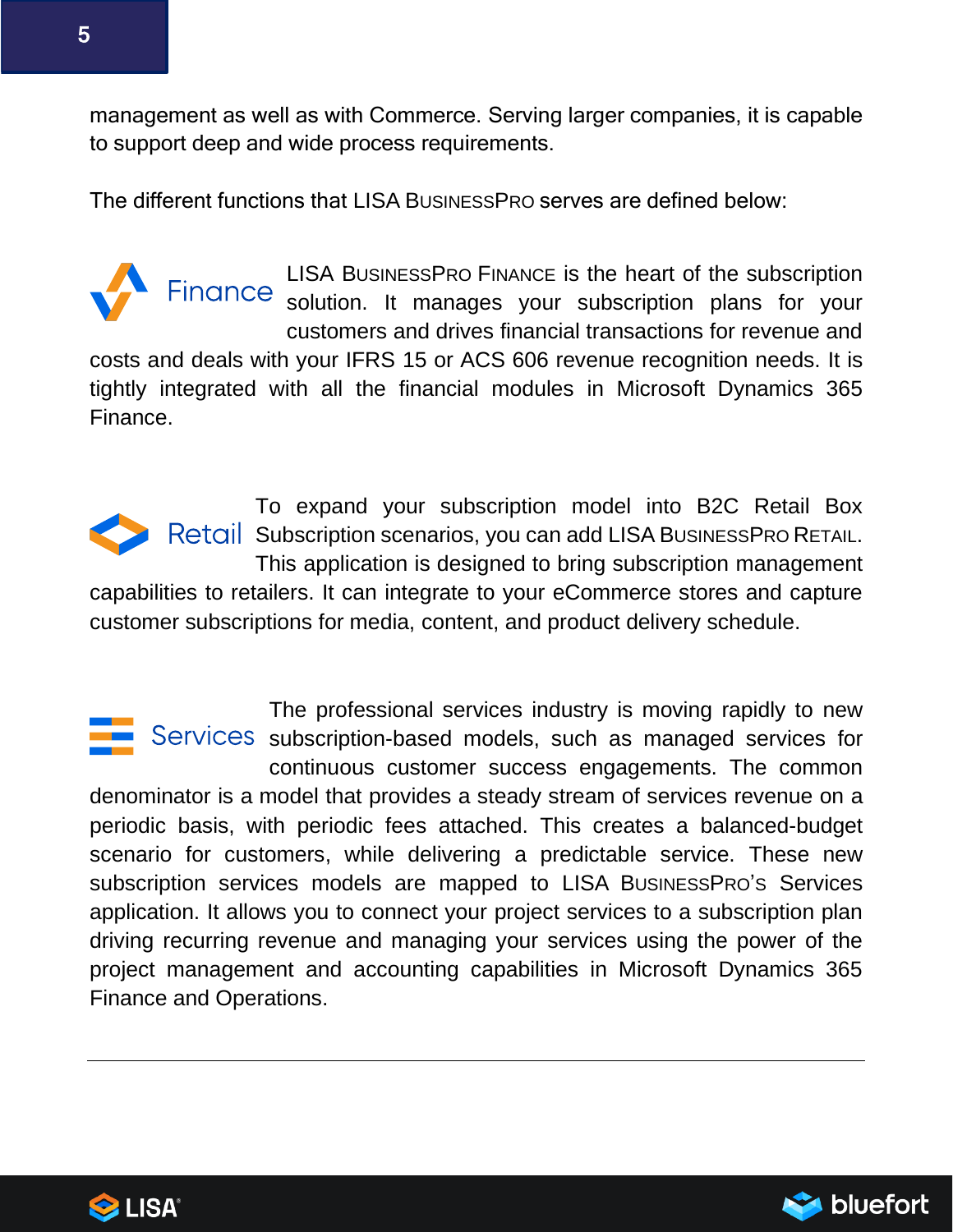management as well as with Commerce. Serving larger companies, it is capable to support deep and wide process requirements.

The different functions that LISA BusinessPro serves are defined below:

**Finance**

LISA BusinessPro Finance is the heart of the subscription solution. It manages your subscription plans for your customers and drives financial transactions for revenue and costs and deals with your IFRS 15 or ACS 606 revenue recognition needs. It is tightly integrated with all the financial modules in Microsoft Dynamics 365 Finance.

**Retail**

To expand your subscription model into B2C Retail Box Subscription scenarios, you can add LISA BusinessPro Retail. This application is designed to bring subscription management capabilities to retailers. It can integrate to your eCommerce stores and capture customer subscriptions for media, content, and product delivery schedule.

**Services**

The professional services industry is moving rapidly to new subscription-based models, such as managed services for continuous customer success engagements. The common denominator is a model that provides a steady stream of services revenue on a periodic basis, with periodic fees attached. This creates a balanced-budget scenario for customers, while delivering a predictable service. These new subscription services models are mapped to LISA BusinessPro's Services application. It allows you to connect your project services to a subscription plan driving recurring revenue and managing your services using the power of the project management and accounting capabilities in Microsoft Dynamics 365 Finance and Operations.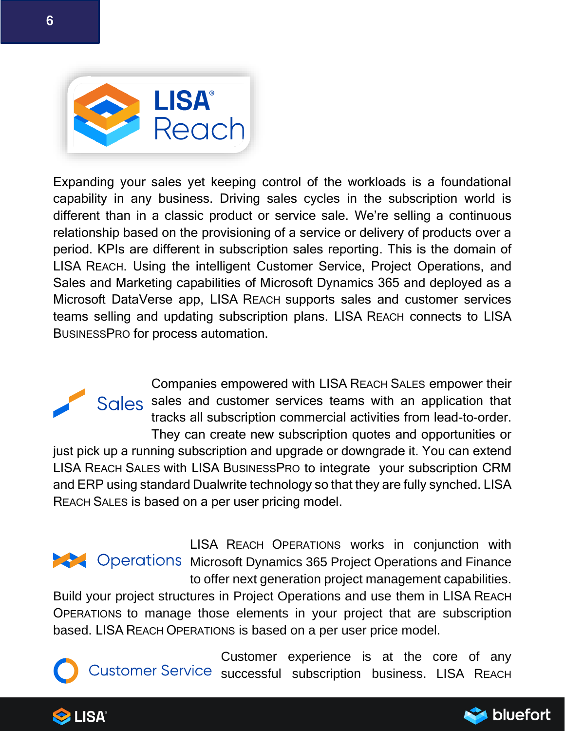# LISA® Reach

Expanding your sales yet keeping control of the workloads is a foundational capability in any business. Driving sales cycles in the subscription world is different than in a classic product or service sale. We're selling a continuous relationship based on the provisioning of a service or delivery of products over a period. KPIs are different in subscription sales reporting. This is the domain of LISA REACH. Using the intelligent Customer Service, Project Operations, and Sales and Marketing capabilities of Microsoft Dynamics 365 and deployed as a Microsoft DataVerse app, LISA REACH supports sales and customer services teams selling and updating subscription plans. LISA REACH connects to LISA BUSINESSPRO for process automation.

## Sales

Companies empowered with LISA REACH SALES empower their sales and customer services teams with an application that tracks all subscription commercial activities from lead-to-order. They can create new subscription quotes and opportunities or just pick up a running subscription and upgrade or downgrade it. You can extend LISA REACH SALES with LISA BUSINESSPRO to integrate your subscription CRM and ERP using standard Dualwrite technology so that they are fully synched. LISA REACH SALES is based on a per user pricing model.

## Operations

LISA REACH OPERATIONS works in conjunction with Microsoft Dynamics 365 Project Operations and Finance to offer next generation project management capabilities. Build your project structures in Project Operations and use them in LISA REACH OPERATIONS to manage those elements in your project that are subscription based. LISA REACH OPERATIONS is based on a per user price model.

## Customer Service

Customer experience is at the core of any successful subscription business. LISA REACH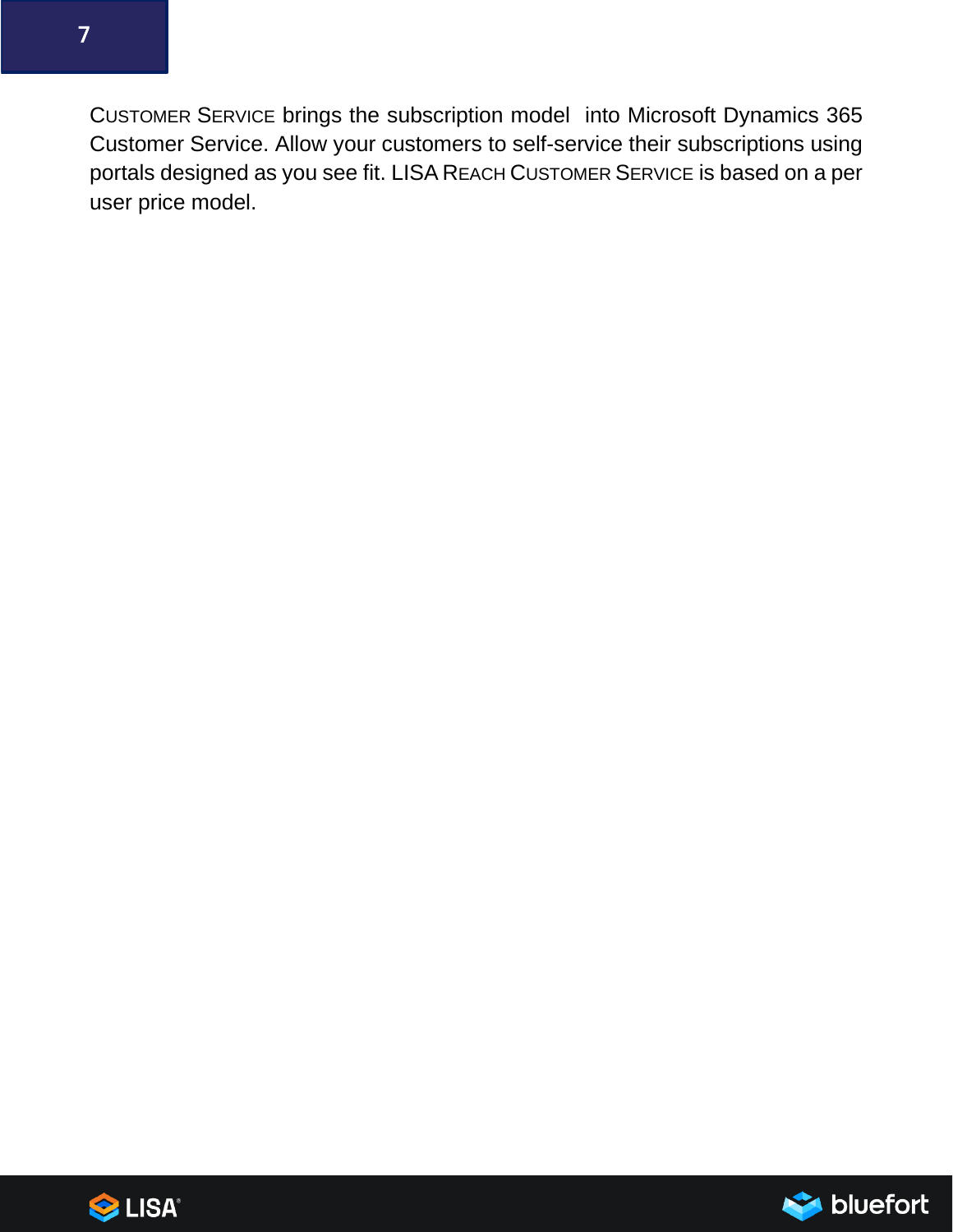CUSTOMER SERVICE brings the subscription model into Microsoft Dynamics 365 Customer Service. Allow your customers to self-service their subscriptions using portals designed as you see fit. LISA REACH CUSTOMER SERVICE is based on a per user price model.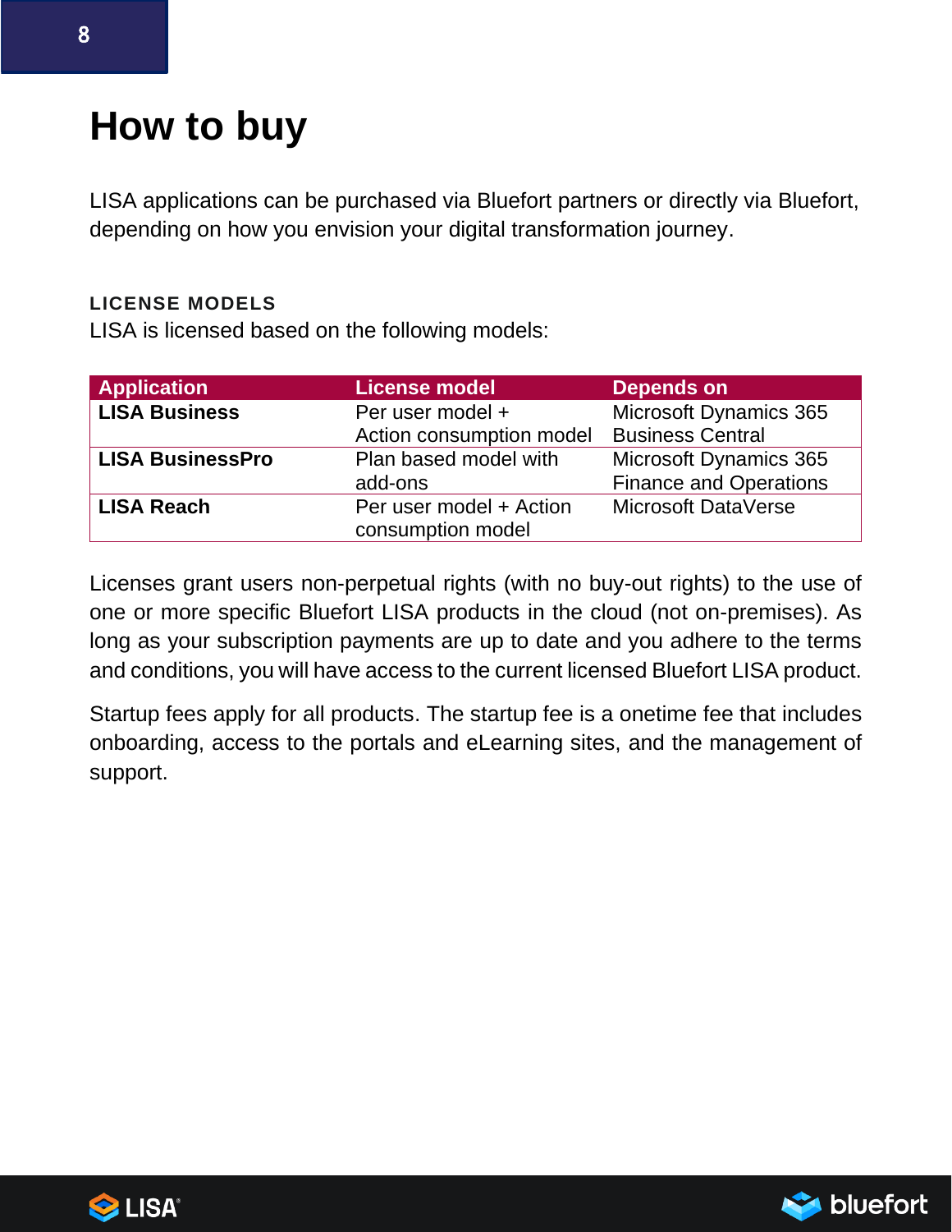# How to buy

LISA applications can be purchased via Bluefort partners or directly via Bluefort, depending on how you envision your digital transformation journey.

### LICENSE MODELS

LISA is licensed based on the following models:

| Application | License model | Depends on |
|---|---|---|
| **LISA Business** | Per user model + Action consumption model | Microsoft Dynamics 365 Business Central |
| **LISA BusinessPro** | Plan based model with add-ons | Microsoft Dynamics 365 Finance and Operations |
| **LISA Reach** | Per user model + Action consumption model | Microsoft DataVerse |

Licenses grant users non-perpetual rights (with no buy-out rights) to the use of one or more specific Bluefort LISA products in the cloud (not on-premises). As long as your subscription payments are up to date and you adhere to the terms and conditions, you will have access to the current licensed Bluefort LISA product.

Startup fees apply for all products. The startup fee is a onetime fee that includes onboarding, access to the portals and eLearning sites, and the management of support.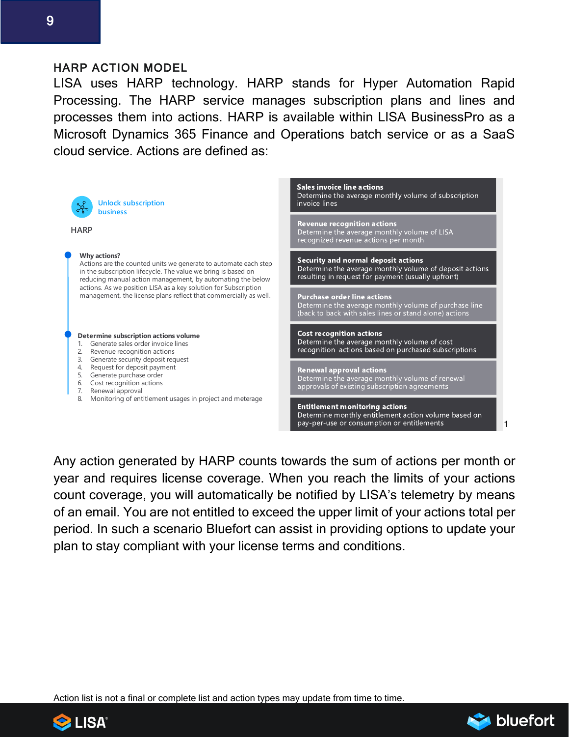## HARP ACTION MODEL

LISA uses HARP technology. HARP stands for Hyper Automation Rapid Processing. The HARP service manages subscription plans and lines and processes them into actions. HARP is available within LISA BusinessPro as a Microsoft Dynamics 365 Finance and Operations batch service or as a SaaS cloud service. Actions are defined as:

Unlock subscription business

HARP

**Why actions?**
Actions are the counted units we generate to automate each step in the subscription lifecycle. The value we bring is based on reducing manual action management, by automating the below actions. As we position LISA as a key solution for Subscription management, the license plans reflect that commercially as well.

**Determine subscription actions volume**

1. Generate sales order invoice lines
2. Revenue recognition actions
3. Generate security deposit request
4. Request for deposit payment
5. Generate purchase order
6. Cost recognition actions
7. Renewal approval
8. Monitoring of entitlement usages in project and meterage

**Sales invoice line actions**
Determine the average monthly volume of subscription invoice lines

**Revenue recognition actions**
Determine the average monthly volume of LISA recognized revenue actions per month

**Security and normal deposit actions**
Determine the average monthly volume of deposit actions resulting in request for payment (usually upfront)

**Purchase order line actions**
Determine the average monthly volume of purchase line (back to back with sales lines or stand alone) actions

**Cost recognition actions**
Determine the average monthly volume of cost recognition actions based on purchased subscriptions

**Renewal approval actions**
Determine the average monthly volume of renewal approvals of existing subscription agreements

**Entitlement monitoring actions**
Determine monthly entitlement action volume based on pay-per-use or consumption or entitlements [1]

Any action generated by HARP counts towards the sum of actions per month or year and requires license coverage. When you reach the limits of your actions count coverage, you will automatically be notified by LISA's telemetry by means of an email. You are not entitled to exceed the upper limit of your actions total per period. In such a scenario Bluefort can assist in providing options to update your plan to stay compliant with your license terms and conditions.

[1] Action list is not a final or complete list and action types may update from time to time.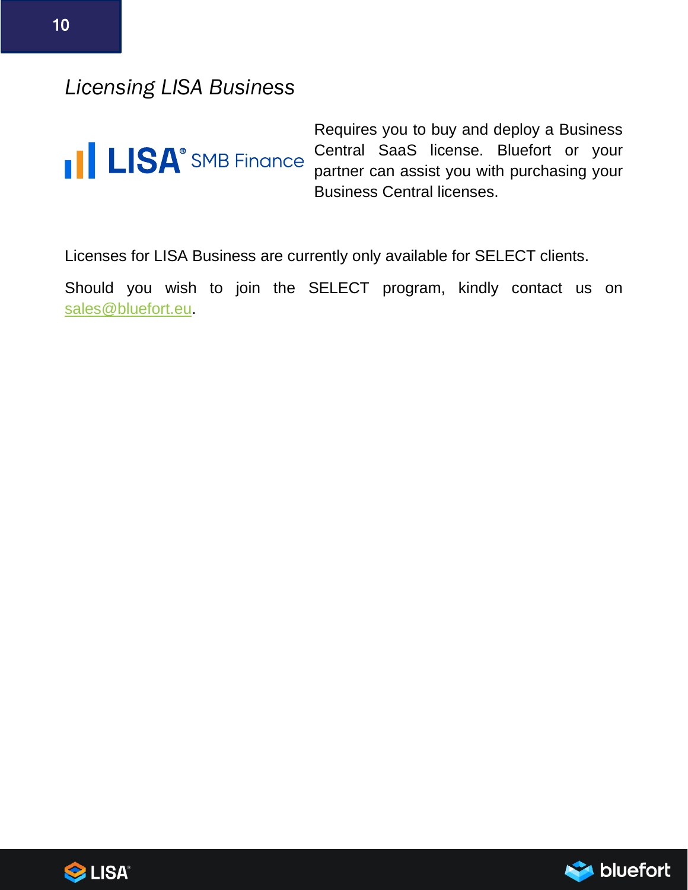## *Licensing LISA Business*

Requires you to buy and deploy a Business Central SaaS license. Bluefort or your partner can assist you with purchasing your Business Central licenses.

Licenses for LISA Business are currently only available for SELECT clients.

Should you wish to join the SELECT program, kindly contact us on sales@bluefort.eu.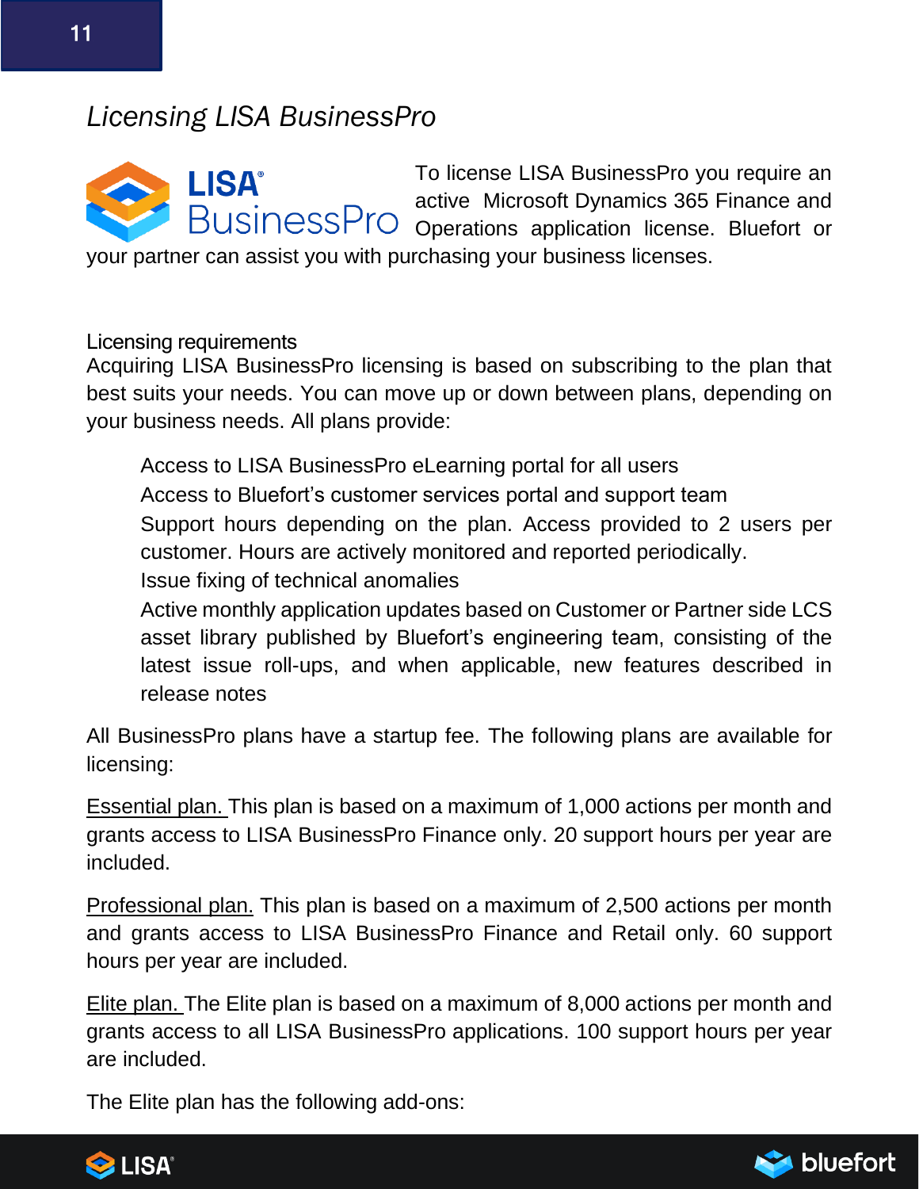# *Licensing LISA BusinessPro*

To license LISA BusinessPro you require an active Microsoft Dynamics 365 Finance and Operations application license. Bluefort or your partner can assist you with purchasing your business licenses.

## Licensing requirements

Acquiring LISA BusinessPro licensing is based on subscribing to the plan that best suits your needs. You can move up or down between plans, depending on your business needs. All plans provide:

- Access to LISA BusinessPro eLearning portal for all users
- Access to Bluefort's customer services portal and support team
- Support hours depending on the plan. Access provided to 2 users per customer. Hours are actively monitored and reported periodically.
- Issue fixing of technical anomalies
- Active monthly application updates based on Customer or Partner side LCS asset library published by Bluefort's engineering team, consisting of the latest issue roll-ups, and when applicable, new features described in release notes

All BusinessPro plans have a startup fee. The following plans are available for licensing:

<u>Essential plan.</u> This plan is based on a maximum of 1,000 actions per month and grants access to LISA BusinessPro Finance only. 20 support hours per year are included.

<u>Professional plan.</u> This plan is based on a maximum of 2,500 actions per month and grants access to LISA BusinessPro Finance and Retail only. 60 support hours per year are included.

<u>Elite plan.</u> The Elite plan is based on a maximum of 8,000 actions per month and grants access to all LISA BusinessPro applications. 100 support hours per year are included.

The Elite plan has the following add-ons: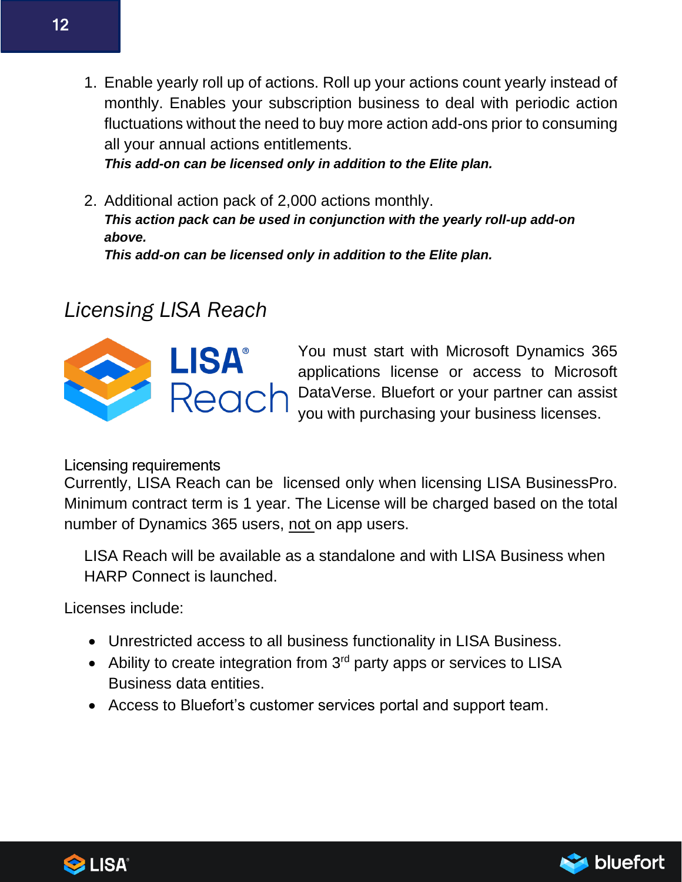1. Enable yearly roll up of actions. Roll up your actions count yearly instead of monthly. Enables your subscription business to deal with periodic action fluctuations without the need to buy more action add-ons prior to consuming all your annual actions entitlements.
   ***This add-on can be licensed only in addition to the Elite plan.***

2. Additional action pack of 2,000 actions monthly.
   ***This action pack can be used in conjunction with the yearly roll-up add-on above.***
   ***This add-on can be licensed only in addition to the Elite plan.***

## *Licensing LISA Reach*

You must start with Microsoft Dynamics 365 applications license or access to Microsoft DataVerse. Bluefort or your partner can assist you with purchasing your business licenses.

### Licensing requirements

Currently, LISA Reach can be licensed only when licensing LISA BusinessPro. Minimum contract term is 1 year. The License will be charged based on the total number of Dynamics 365 users, not on app users.

LISA Reach will be available as a standalone and with LISA Business when HARP Connect is launched.

Licenses include:

- Unrestricted access to all business functionality in LISA Business.
- Ability to create integration from 3rd party apps or services to LISA Business data entities.
- Access to Bluefort's customer services portal and support team.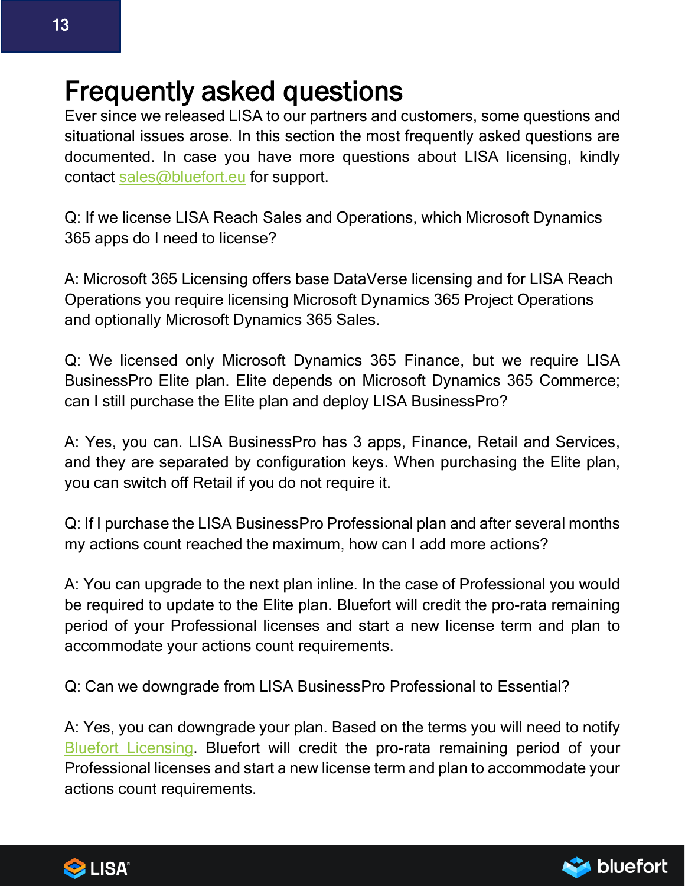# Frequently asked questions

Ever since we released LISA to our partners and customers, some questions and situational issues arose. In this section the most frequently asked questions are documented. In case you have more questions about LISA licensing, kindly contact sales@bluefort.eu for support.

Q: If we license LISA Reach Sales and Operations, which Microsoft Dynamics 365 apps do I need to license?

A: Microsoft 365 Licensing offers base DataVerse licensing and for LISA Reach Operations you require licensing Microsoft Dynamics 365 Project Operations and optionally Microsoft Dynamics 365 Sales.

Q: We licensed only Microsoft Dynamics 365 Finance, but we require LISA BusinessPro Elite plan. Elite depends on Microsoft Dynamics 365 Commerce; can I still purchase the Elite plan and deploy LISA BusinessPro?

A: Yes, you can. LISA BusinessPro has 3 apps, Finance, Retail and Services, and they are separated by configuration keys. When purchasing the Elite plan, you can switch off Retail if you do not require it.

Q: If I purchase the LISA BusinessPro Professional plan and after several months my actions count reached the maximum, how can I add more actions?

A: You can upgrade to the next plan inline. In the case of Professional you would be required to update to the Elite plan. Bluefort will credit the pro-rata remaining period of your Professional licenses and start a new license term and plan to accommodate your actions count requirements.

Q: Can we downgrade from LISA BusinessPro Professional to Essential?

A: Yes, you can downgrade your plan. Based on the terms you will need to notify Bluefort Licensing. Bluefort will credit the pro-rata remaining period of your Professional licenses and start a new license term and plan to accommodate your actions count requirements.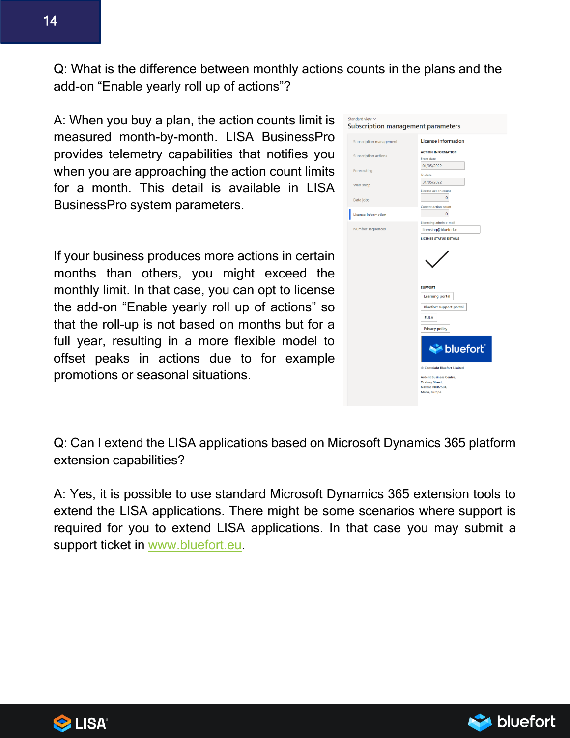Q: What is the difference between monthly actions counts in the plans and the add-on “Enable yearly roll up of actions”?

A: When you buy a plan, the action counts limit is measured month-by-month. LISA BusinessPro provides telemetry capabilities that notifies you when you are approaching the action count limits for a month. This detail is available in LISA BusinessPro system parameters.

If your business produces more actions in certain months than others, you might exceed the monthly limit. In that case, you can opt to license the add-on “Enable yearly roll up of actions” so that the roll-up is not based on months but for a full year, resulting in a more flexible model to offset peaks in actions due to for example promotions or seasonal situations.

Q: Can I extend the LISA applications based on Microsoft Dynamics 365 platform extension capabilities?

A: Yes, it is possible to use standard Microsoft Dynamics 365 extension tools to extend the LISA applications. There might be some scenarios where support is required for you to extend LISA applications. In that case you may submit a support ticket in [www.bluefort.eu](http://www.bluefort.eu).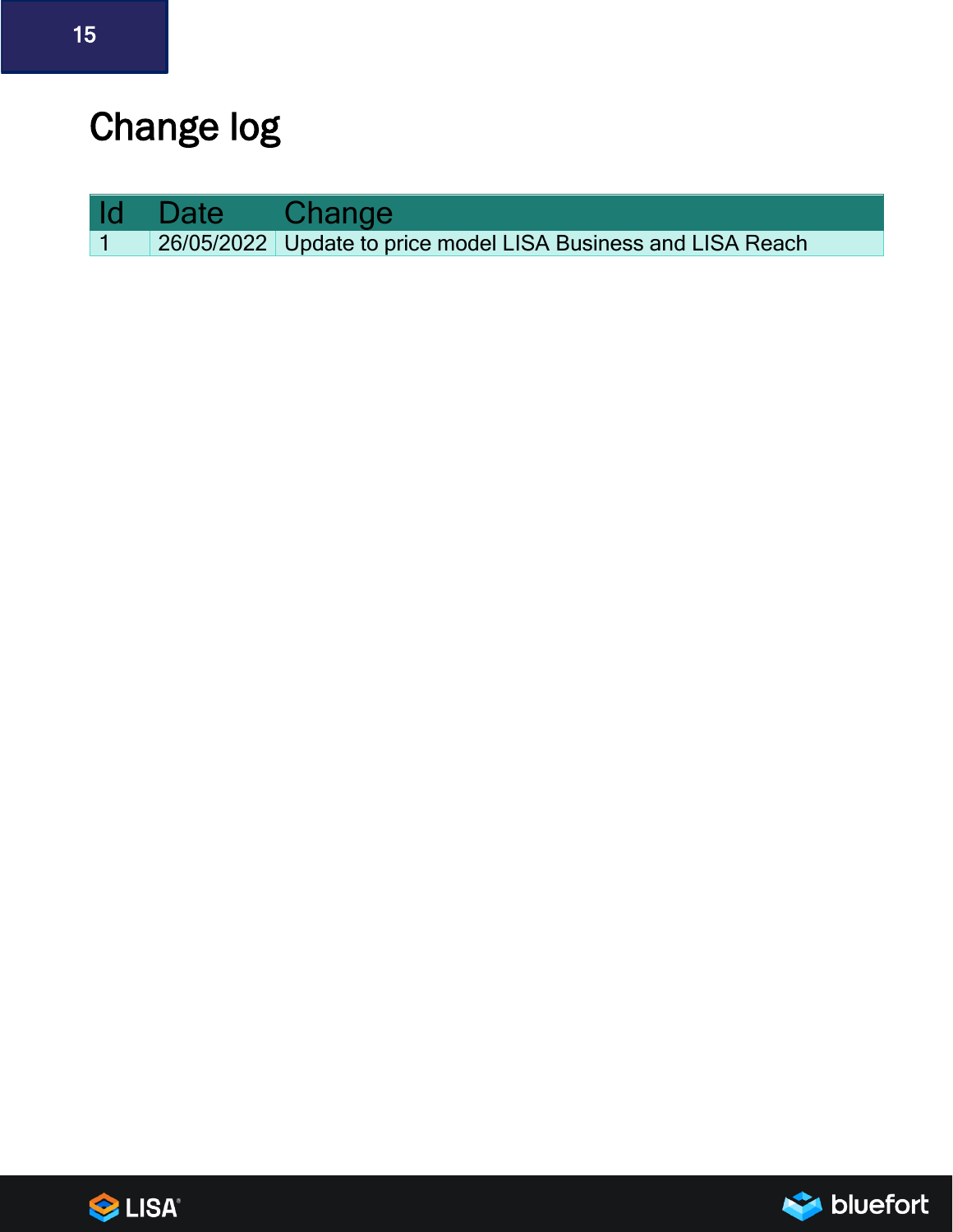# Change log

| Id | Date | Change |
|---|---|---|
| 1 | 26/05/2022 | Update to price model LISA Business and LISA Reach |